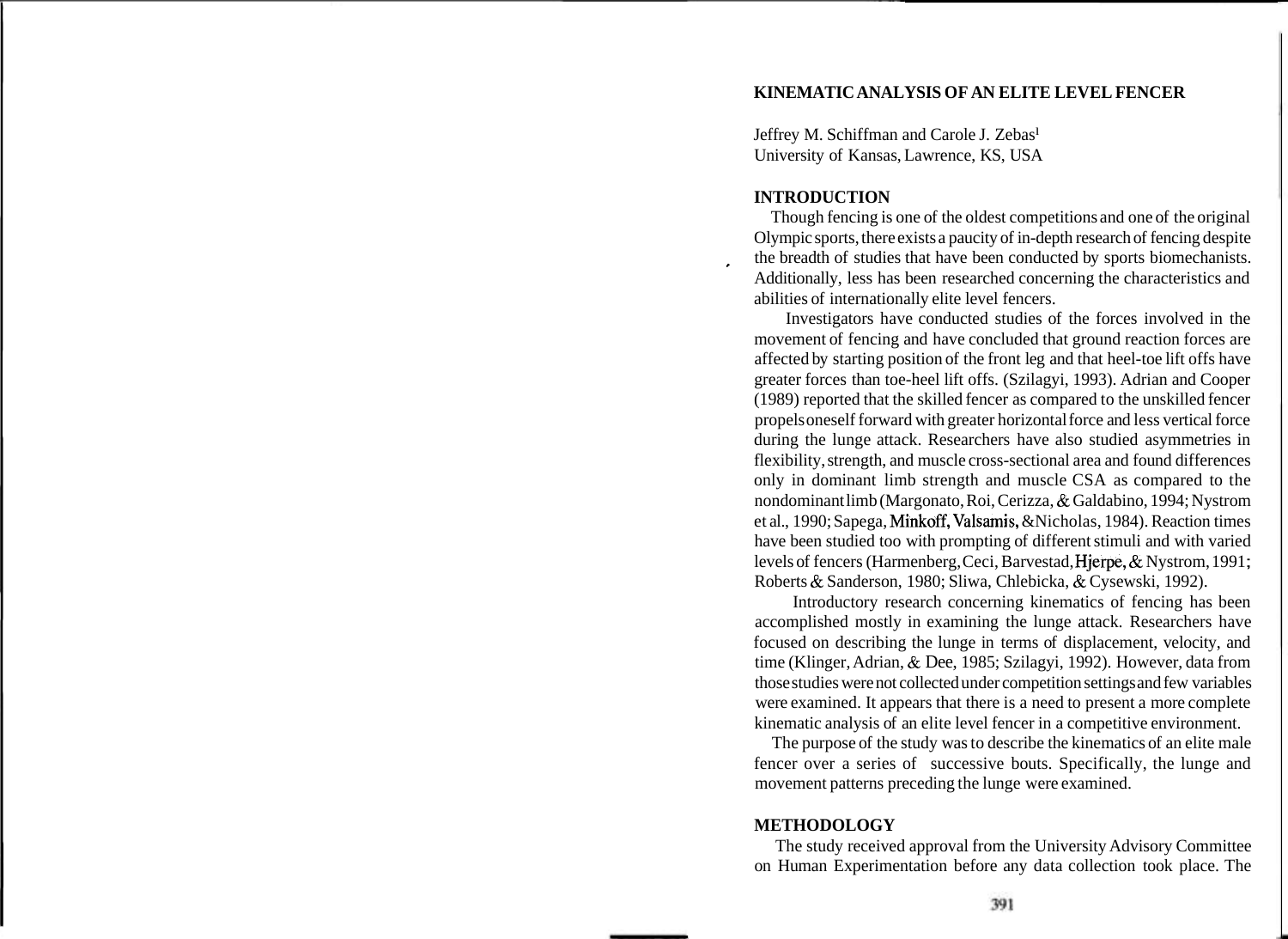# KINEMATIC ANALYSIS OF AN ELITE LEVEL FENCER

Jeffrey M. Schiffman and Carole J. Zebas[1]
University of Kansas, Lawrence, KS, USA

## INTRODUCTION

Though fencing is one of the oldest competitions and one of the original Olympic sports, there exists a paucity of in-depth research of fencing despite the breadth of studies that have been conducted by sports biomechanists. Additionally, less has been researched concerning the characteristics and abilities of internationally elite level fencers.

Investigators have conducted studies of the forces involved in the movement of fencing and have concluded that ground reaction forces are affected by starting position of the front leg and that heel-toe lift offs have greater forces than toe-heel lift offs. (Szilagyi, 1993). Adrian and Cooper (1989) reported that the skilled fencer as compared to the unskilled fencer propels oneself forward with greater horizontal force and less vertical force during the lunge attack. Researchers have also studied asymmetries in flexibility, strength, and muscle cross-sectional area and found differences only in dominant limb strength and muscle CSA as compared to the nondominant limb (Margonato, Roi, Cerizza, & Galdabino, 1994; Nystrom et al., 1990; Sapega, Minkoff, Valsamis, & Nicholas, 1984). Reaction times have been studied too with prompting of different stimuli and with varied levels of fencers (Harmenberg, Ceci, Barvestad, Hjerpe, & Nystrom, 1991; Roberts & Sanderson, 1980; Sliwa, Chlebicka, & Cysewski, 1992).

Introductory research concerning kinematics of fencing has been accomplished mostly in examining the lunge attack. Researchers have focused on describing the lunge in terms of displacement, velocity, and time (Klinger, Adrian, & Dee, 1985; Szilagyi, 1992). However, data from those studies were not collected under competition settings and few variables were examined. It appears that there is a need to present a more complete kinematic analysis of an elite level fencer in a competitive environment.

The purpose of the study was to describe the kinematics of an elite male fencer over a series of successive bouts. Specifically, the lunge and movement patterns preceding the lunge were examined.

## METHODOLOGY

The study received approval from the University Advisory Committee on Human Experimentation before any data collection took place. The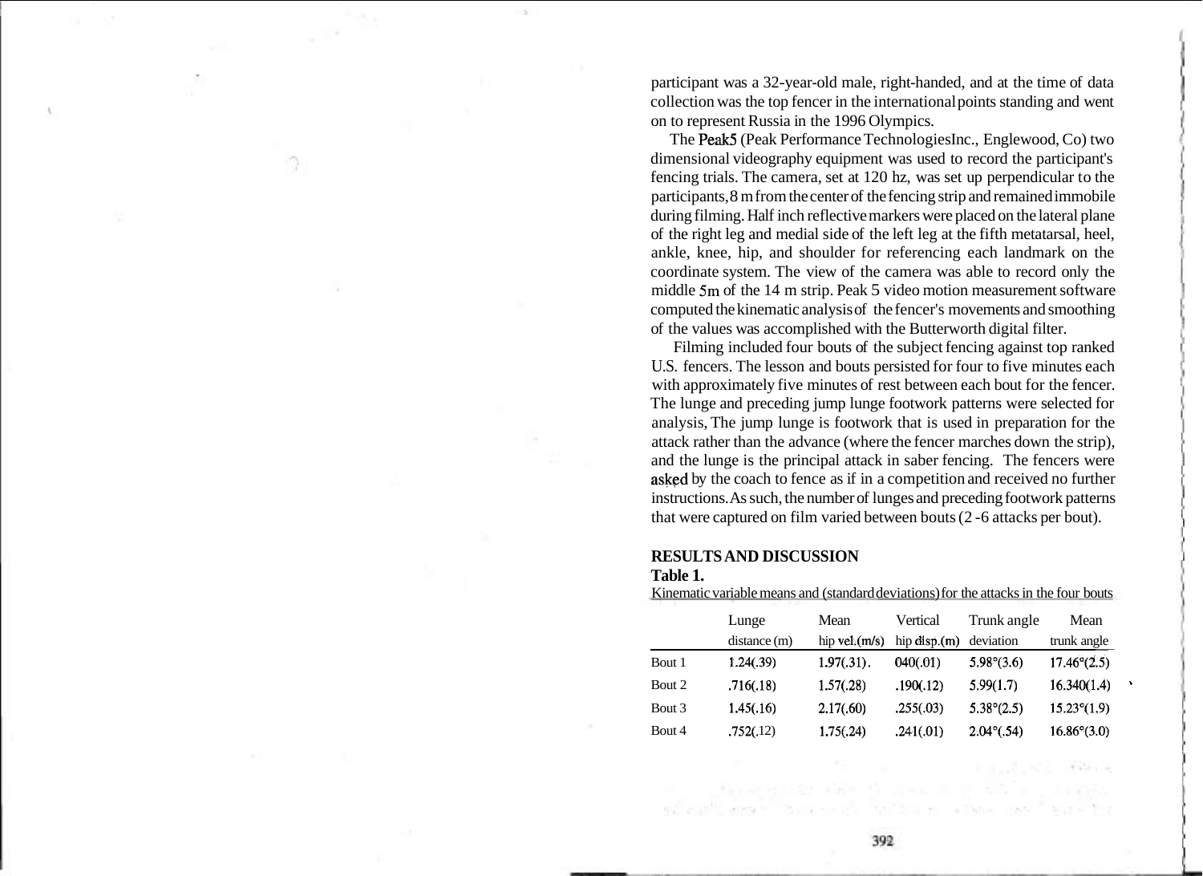participant was a 32-year-old male, right-handed, and at the time of data collection was the top fencer in the international points standing and went on to represent Russia in the 1996 Olympics.

The Peak5 (Peak Performance TechnologiesInc., Englewood, Co) two dimensional videography equipment was used to record the participant's fencing trials. The camera, set at 120 hz, was set up perpendicular to the participants, 8 m from the center of the fencing strip and remained immobile during filming. Half inch reflective markers were placed on the lateral plane of the right leg and medial side of the left leg at the fifth metatarsal, heel, ankle, knee, hip, and shoulder for referencing each landmark on the coordinate system. The view of the camera was able to record only the middle 5m of the 14 m strip. Peak 5 video motion measurement software computed the kinematic analysis of the fencer's movements and smoothing of the values was accomplished with the Butterworth digital filter.

Filming included four bouts of the subject fencing against top ranked U.S. fencers. The lesson and bouts persisted for four to five minutes each with approximately five minutes of rest between each bout for the fencer. The lunge and preceding jump lunge footwork patterns were selected for analysis, The jump lunge is footwork that is used in preparation for the attack rather than the advance (where the fencer marches down the strip), and the lunge is the principal attack in saber fencing. The fencers were asked by the coach to fence as if in a competition and received no further instructions. As such, the number of lunges and preceding footwork patterns that were captured on film varied between bouts (2 -6 attacks per bout).

## RESULTS AND DISCUSSION

**Table 1.**

Kinematic variable means and (standard deviations) for the attacks in the four bouts

| | Lunge distance (m) | Mean hip vel.(m/s) | Vertical hip disp.(m) | Trunk angle deviation | Mean trunk angle |
|---|---|---|---|---|---|
| Bout 1 | 1.24(.39) | 1.97(.31). | 040(.01) | 5.98°(3.6) | 17.46°(2.5) |
| Bout 2 | .716(.18) | 1.57(.28) | .190(.12) | 5.99(1.7) | 16.340(1.4) |
| Bout 3 | 1.45(.16) | 2.17(.60) | .255(.03) | 5.38°(2.5) | 15.23°(1.9) |
| Bout 4 | .752(.12) | 1.75(.24) | .241(.01) | 2.04°(.54) | 16.86°(3.0) |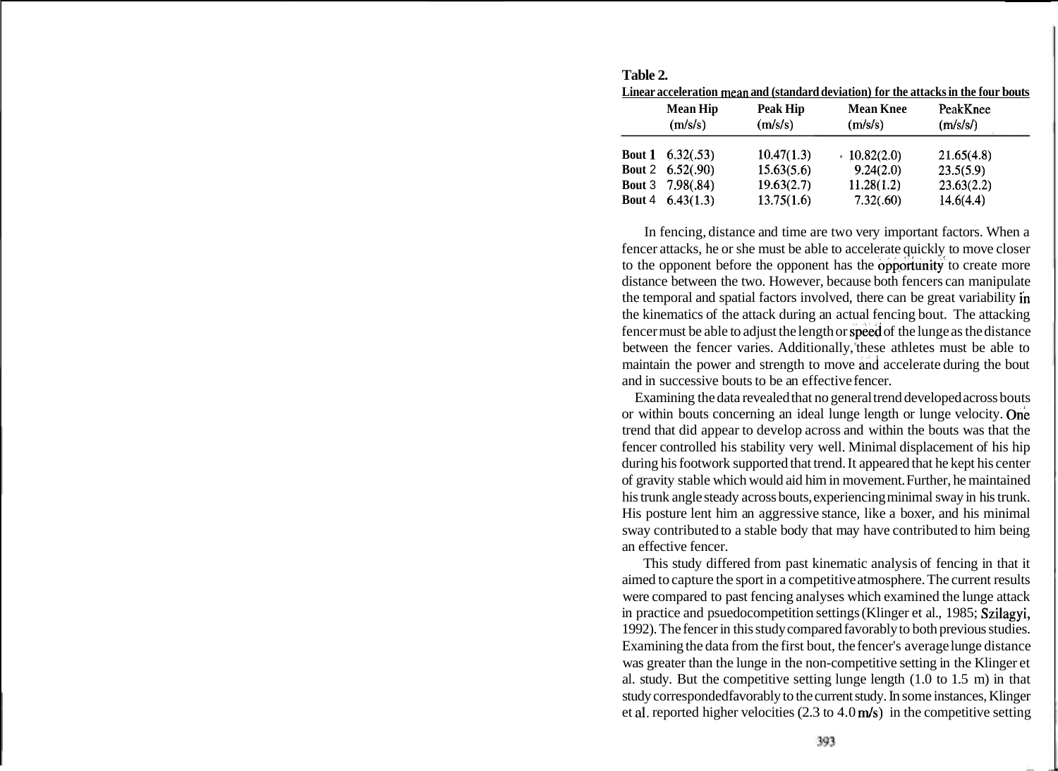**Table 2.**

**Linear acceleration mean and (standard deviation) for the attacks in the four bouts**

| | Mean Hip (m/s/s) | Peak Hip (m/s/s) | Mean Knee (m/s/s) | PeakKnee (m/s/s/) |
|---|---|---|---|---|
| **Bout 1** | 6.32(.53) | 10.47(1.3) | 10.82(2.0) | 21.65(4.8) |
| **Bout 2** | 6.52(.90) | 15.63(5.6) | 9.24(2.0) | 23.5(5.9) |
| **Bout 3** | 7.98(.84) | 19.63(2.7) | 11.28(1.2) | 23.63(2.2) |
| **Bout 4** | 6.43(1.3) | 13.75(1.6) | 7.32(.60) | 14.6(4.4) |

In fencing, distance and time are two very important factors. When a fencer attacks, he or she must be able to accelerate quickly to move closer to the opponent before the opponent has the opportunity to create more distance between the two. However, because both fencers can manipulate the temporal and spatial factors involved, there can be great variability in the kinematics of the attack during an actual fencing bout. The attacking fencer must be able to adjust the length or speed of the lunge as the distance between the fencer varies. Additionally, these athletes must be able to maintain the power and strength to move and accelerate during the bout and in successive bouts to be an effective fencer.

Examining the data revealed that no general trend developed across bouts or within bouts concerning an ideal lunge length or lunge velocity. One trend that did appear to develop across and within the bouts was that the fencer controlled his stability very well. Minimal displacement of his hip during his footwork supported that trend. It appeared that he kept his center of gravity stable which would aid him in movement. Further, he maintained his trunk angle steady across bouts, experiencing minimal sway in his trunk. His posture lent him an aggressive stance, like a boxer, and his minimal sway contributed to a stable body that may have contributed to him being an effective fencer.

This study differed from past kinematic analysis of fencing in that it aimed to capture the sport in a competitive atmosphere. The current results were compared to past fencing analyses which examined the lunge attack in practice and psuedocompetition settings (Klinger et al., 1985; Szilagyi, 1992). The fencer in this study compared favorably to both previous studies. Examining the data from the first bout, the fencer's average lunge distance was greater than the lunge in the non-competitive setting in the Klinger et al. study. But the competitive setting lunge length (1.0 to 1.5 m) in that study corresponded favorably to the current study. In some instances, Klinger et al. reported higher velocities (2.3 to 4.0 m/s) in the competitive setting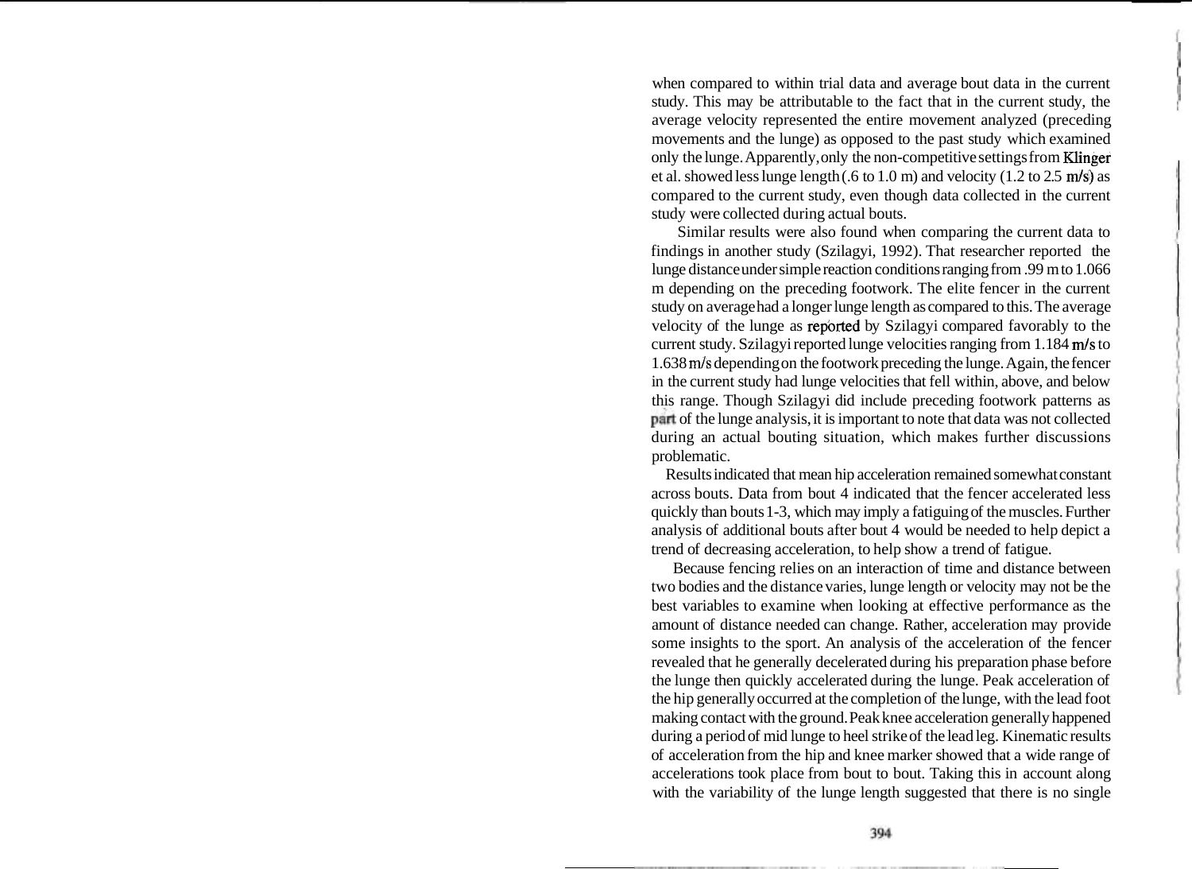when compared to within trial data and average bout data in the current study. This may be attributable to the fact that in the current study, the average velocity represented the entire movement analyzed (preceding movements and the lunge) as opposed to the past study which examined only the lunge. Apparently, only the non-competitive settings from Klinger et al. showed less lunge length (.6 to 1.0 m) and velocity (1.2 to 2.5 m/s) as compared to the current study, even though data collected in the current study were collected during actual bouts.

Similar results were also found when comparing the current data to findings in another study (Szilagyi, 1992). That researcher reported the lunge distance under simple reaction conditions ranging from .99 m to 1.066 m depending on the preceding footwork. The elite fencer in the current study on average had a longer lunge length as compared to this. The average velocity of the lunge as reported by Szilagyi compared favorably to the current study. Szilagyi reported lunge velocities ranging from 1.184 m/s to 1.638 m/s depending on the footwork preceding the lunge. Again, the fencer in the current study had lunge velocities that fell within, above, and below this range. Though Szilagyi did include preceding footwork patterns as part of the lunge analysis, it is important to note that data was not collected during an actual bouting situation, which makes further discussions problematic.

Results indicated that mean hip acceleration remained somewhat constant across bouts. Data from bout 4 indicated that the fencer accelerated less quickly than bouts 1-3, which may imply a fatiguing of the muscles. Further analysis of additional bouts after bout 4 would be needed to help depict a trend of decreasing acceleration, to help show a trend of fatigue.

Because fencing relies on an interaction of time and distance between two bodies and the distance varies, lunge length or velocity may not be the best variables to examine when looking at effective performance as the amount of distance needed can change. Rather, acceleration may provide some insights to the sport. An analysis of the acceleration of the fencer revealed that he generally decelerated during his preparation phase before the lunge then quickly accelerated during the lunge. Peak acceleration of the hip generally occurred at the completion of the lunge, with the lead foot making contact with the ground. Peak knee acceleration generally happened during a period of mid lunge to heel strike of the lead leg. Kinematic results of acceleration from the hip and knee marker showed that a wide range of accelerations took place from bout to bout. Taking this in account along with the variability of the lunge length suggested that there is no single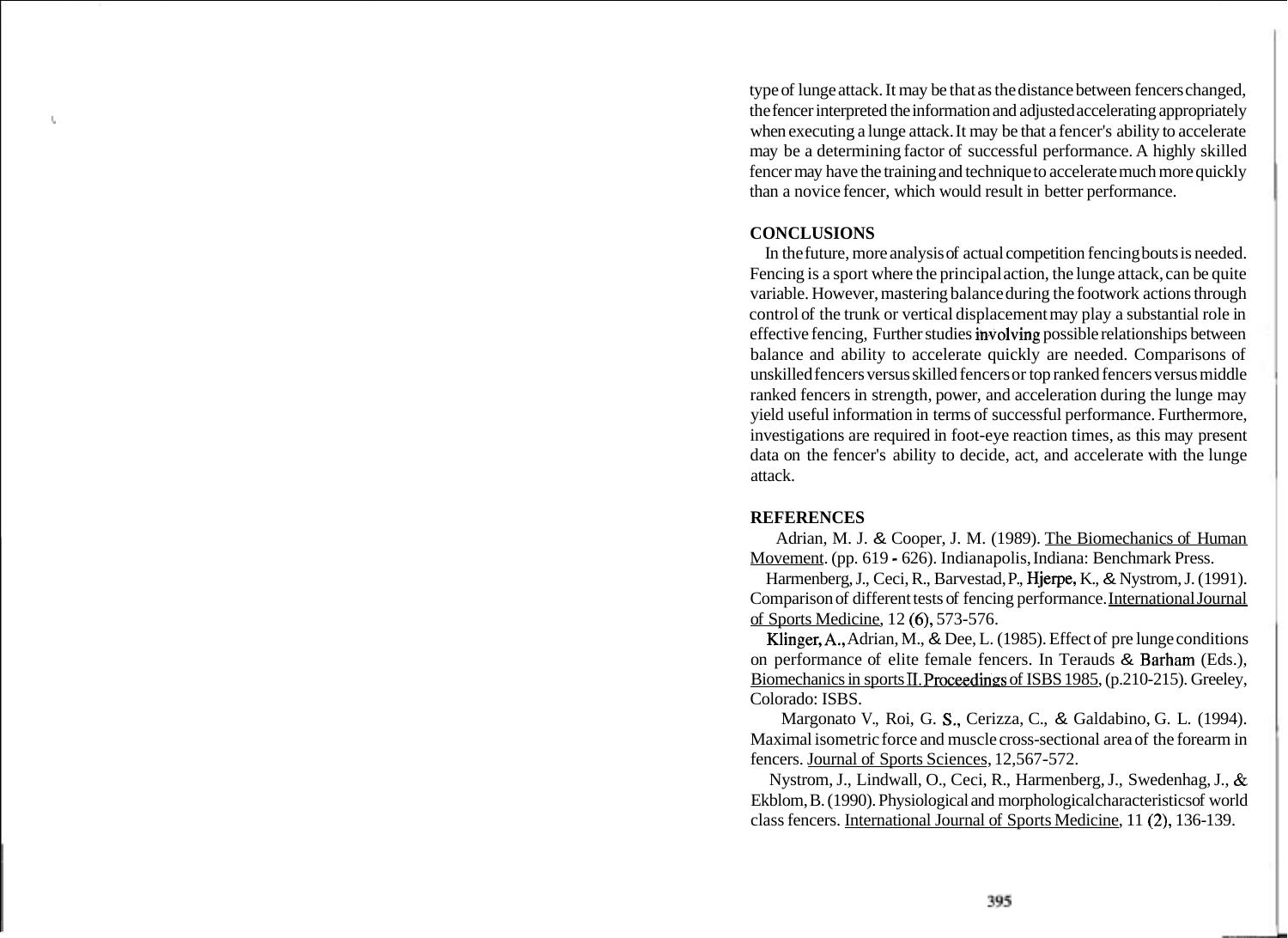type of lunge attack. It may be that as the distance between fencers changed, the fencer interpreted the information and adjusted accelerating appropriately when executing a lunge attack. It may be that a fencer's ability to accelerate may be a determining factor of successful performance. A highly skilled fencer may have the training and technique to accelerate much more quickly than a novice fencer, which would result in better performance.

## CONCLUSIONS

In the future, more analysis of actual competition fencing bouts is needed. Fencing is a sport where the principal action, the lunge attack, can be quite variable. However, mastering balance during the footwork actions through control of the trunk or vertical displacement may play a substantial role in effective fencing, Further studies involving possible relationships between balance and ability to accelerate quickly are needed. Comparisons of unskilled fencers versus skilled fencers or top ranked fencers versus middle ranked fencers in strength, power, and acceleration during the lunge may yield useful information in terms of successful performance. Furthermore, investigations are required in foot-eye reaction times, as this may present data on the fencer's ability to decide, act, and accelerate with the lunge attack.

## REFERENCES

Adrian, M. J. & Cooper, J. M. (1989). The Biomechanics of Human Movement. (pp. 619 - 626). Indianapolis, Indiana: Benchmark Press.

Harmenberg, J., Ceci, R., Barvestad, P., Hjerpe, K., & Nystrom, J. (1991). Comparison of different tests of fencing performance. International Journal of Sports Medicine, 12 (6), 573-576.

Klinger, A., Adrian, M., & Dee, L. (1985). Effect of pre lunge conditions on performance of elite female fencers. In Terauds & Barham (Eds.), Biomechanics in sports II. Proceedings of ISBS 1985, (p.210-215). Greeley, Colorado: ISBS.

Margonato V., Roi, G. S., Cerizza, C., & Galdabino, G. L. (1994). Maximal isometric force and muscle cross-sectional area of the forearm in fencers. Journal of Sports Sciences, 12, 567-572.

Nystrom, J., Lindwall, O., Ceci, R., Harmenberg, J., Swedenhag, J., & Ekblom, B. (1990). Physiological and morphological characteristics of world class fencers. International Journal of Sports Medicine, 11 (2), 136-139.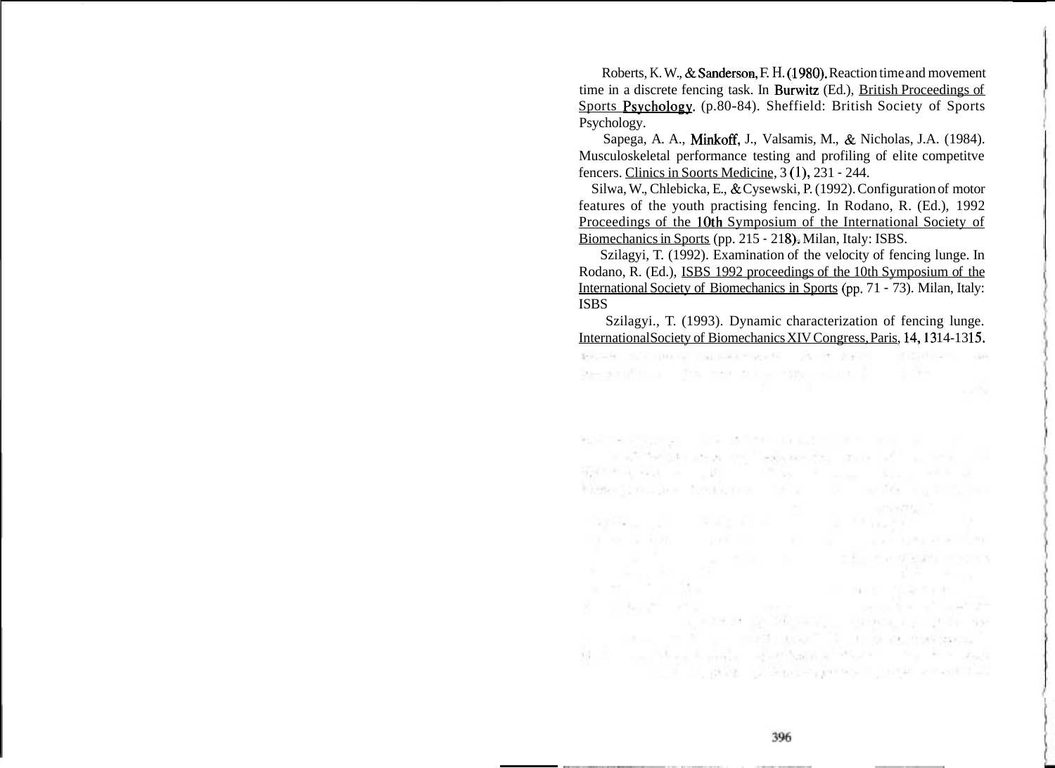Roberts, K. W., & Sanderson, F. H. (1980). Reaction time and movement time in a discrete fencing task. In Burwitz (Ed.), British Proceedings of Sports Psychology. (p.80-84). Sheffield: British Society of Sports Psychology.

Sapega, A. A., Minkoff, J., Valsamis, M., & Nicholas, J.A. (1984). Musculoskeletal performance testing and profiling of elite competitve fencers. Clinics in Soorts Medicine, 3 (1), 231 - 244.

Silwa, W., Chlebicka, E., & Cysewski, P. (1992). Configuration of motor features of the youth practising fencing. In Rodano, R. (Ed.), 1992 Proceedings of the 10th Symposium of the International Society of Biomechanics in Sports (pp. 215 - 218). Milan, Italy: ISBS.

Szilagyi, T. (1992). Examination of the velocity of fencing lunge. In Rodano, R. (Ed.), ISBS 1992 proceedings of the 10th Symposium of the International Society of Biomechanics in Sports (pp. 71 - 73). Milan, Italy: ISBS

Szilagyi., T. (1993). Dynamic characterization of fencing lunge. International Society of Biomechanics XIV Congress, Paris, 14, 1314-1315.